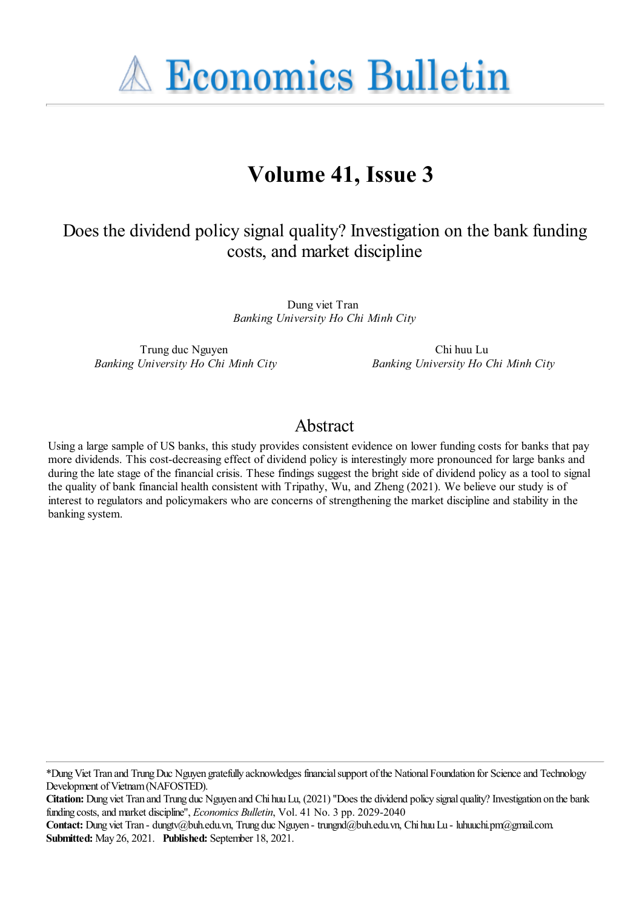# Economics Bulletin

## Volume 41, Issue 3

### Does the dividend policy signal quality? Investigation on the bank funding costs, and market discipline

Dung viet Tran
*Banking University Ho Chi Minh City*

Trung duc Nguyen
*Banking University Ho Chi Minh City*

Chi huu Lu
*Banking University Ho Chi Minh City*

## Abstract

Using a large sample of US banks, this study provides consistent evidence on lower funding costs for banks that pay more dividends. This cost-decreasing effect of dividend policy is interestingly more pronounced for large banks and during the late stage of the financial crisis. These findings suggest the bright side of dividend policy as a tool to signal the quality of bank financial health consistent with Tripathy, Wu, and Zheng (2021). We believe our study is of interest to regulators and policymakers who are concerns of strengthening the market discipline and stability in the banking system.

---

*Dung Viet Tran and Trung Duc Nguyen gratefully acknowledges financial support of the National Foundation for Science and Technology Development of Vietnam (NAFOSTED).

**Citation:** Dung viet Tran and Trung duc Nguyen and Chi huu Lu, (2021) "Does the dividend policy signal quality? Investigation on the bank funding costs, and market discipline", *Economics Bulletin*, Vol. 41 No. 3 pp. 2029-2040

**Contact:** Dung viet Tran - dungtv@buh.edu.vn, Trung duc Nguyen - trungnd@buh.edu.vn, Chi huu Lu - luhuuchi.pm@gmail.com.

**Submitted:** May 26, 2021. **Published:** September 18, 2021.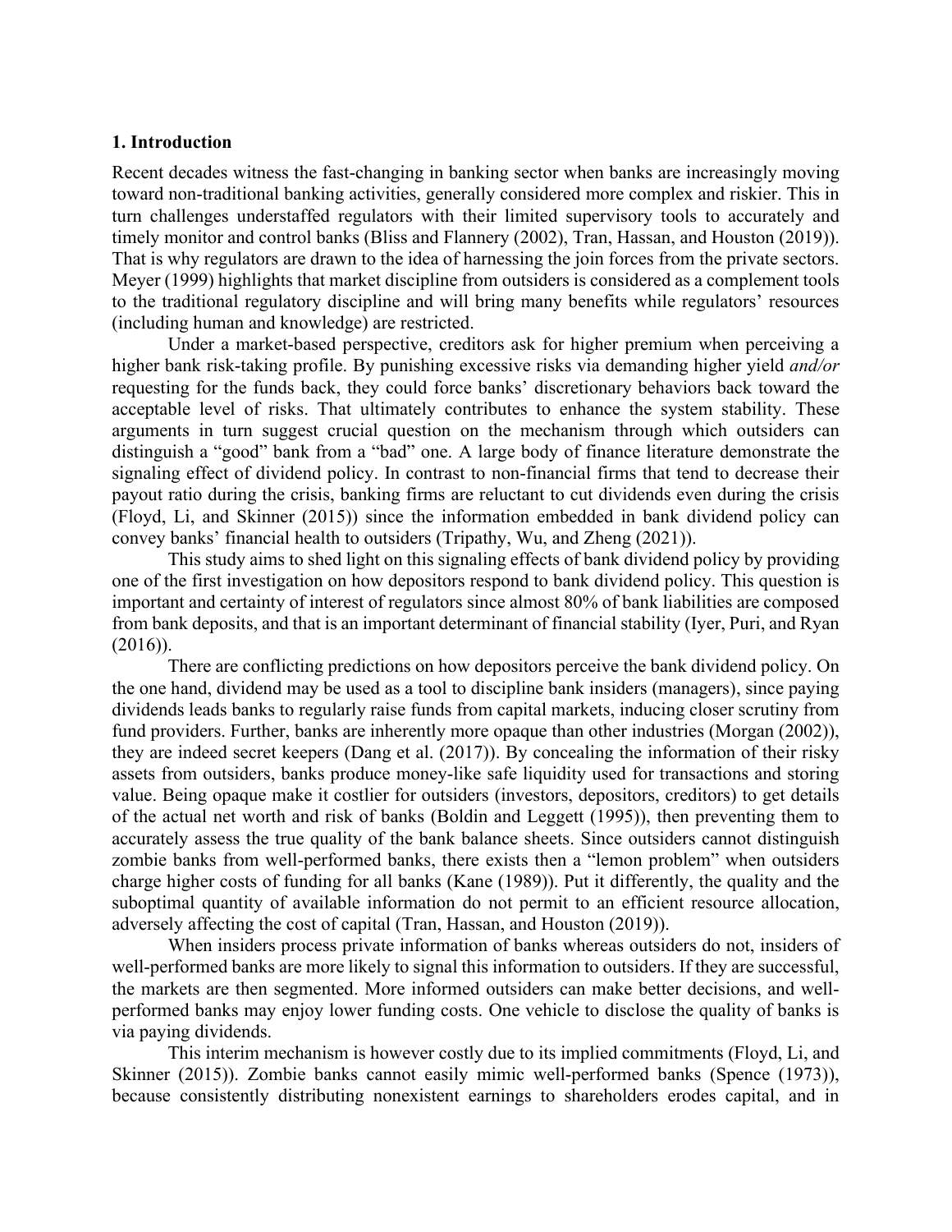## 1. Introduction

Recent decades witness the fast-changing in banking sector when banks are increasingly moving toward non-traditional banking activities, generally considered more complex and riskier. This in turn challenges understaffed regulators with their limited supervisory tools to accurately and timely monitor and control banks (Bliss and Flannery (2002), Tran, Hassan, and Houston (2019)). That is why regulators are drawn to the idea of harnessing the join forces from the private sectors. Meyer (1999) highlights that market discipline from outsiders is considered as a complement tools to the traditional regulatory discipline and will bring many benefits while regulators' resources (including human and knowledge) are restricted.

Under a market-based perspective, creditors ask for higher premium when perceiving a higher bank risk-taking profile. By punishing excessive risks via demanding higher yield *and/or* requesting for the funds back, they could force banks' discretionary behaviors back toward the acceptable level of risks. That ultimately contributes to enhance the system stability. These arguments in turn suggest crucial question on the mechanism through which outsiders can distinguish a "good" bank from a "bad" one. A large body of finance literature demonstrate the signaling effect of dividend policy. In contrast to non-financial firms that tend to decrease their payout ratio during the crisis, banking firms are reluctant to cut dividends even during the crisis (Floyd, Li, and Skinner (2015)) since the information embedded in bank dividend policy can convey banks' financial health to outsiders (Tripathy, Wu, and Zheng (2021)).

This study aims to shed light on this signaling effects of bank dividend policy by providing one of the first investigation on how depositors respond to bank dividend policy. This question is important and certainty of interest of regulators since almost 80% of bank liabilities are composed from bank deposits, and that is an important determinant of financial stability (Iyer, Puri, and Ryan (2016)).

There are conflicting predictions on how depositors perceive the bank dividend policy. On the one hand, dividend may be used as a tool to discipline bank insiders (managers), since paying dividends leads banks to regularly raise funds from capital markets, inducing closer scrutiny from fund providers. Further, banks are inherently more opaque than other industries (Morgan (2002)), they are indeed secret keepers (Dang et al. (2017)). By concealing the information of their risky assets from outsiders, banks produce money-like safe liquidity used for transactions and storing value. Being opaque make it costlier for outsiders (investors, depositors, creditors) to get details of the actual net worth and risk of banks (Boldin and Leggett (1995)), then preventing them to accurately assess the true quality of the bank balance sheets. Since outsiders cannot distinguish zombie banks from well-performed banks, there exists then a "lemon problem" when outsiders charge higher costs of funding for all banks (Kane (1989)). Put it differently, the quality and the suboptimal quantity of available information do not permit to an efficient resource allocation, adversely affecting the cost of capital (Tran, Hassan, and Houston (2019)).

When insiders process private information of banks whereas outsiders do not, insiders of well-performed banks are more likely to signal this information to outsiders. If they are successful, the markets are then segmented. More informed outsiders can make better decisions, and well-performed banks may enjoy lower funding costs. One vehicle to disclose the quality of banks is via paying dividends.

This interim mechanism is however costly due to its implied commitments (Floyd, Li, and Skinner (2015)). Zombie banks cannot easily mimic well-performed banks (Spence (1973)), because consistently distributing nonexistent earnings to shareholders erodes capital, and in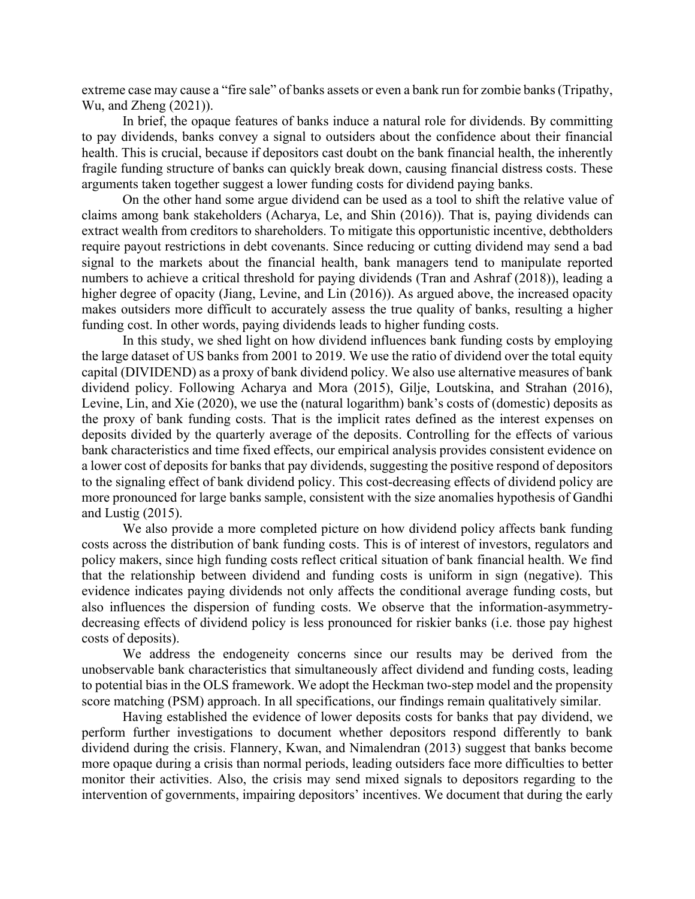extreme case may cause a "fire sale" of banks assets or even a bank run for zombie banks (Tripathy, Wu, and Zheng (2021)).

In brief, the opaque features of banks induce a natural role for dividends. By committing to pay dividends, banks convey a signal to outsiders about the confidence about their financial health. This is crucial, because if depositors cast doubt on the bank financial health, the inherently fragile funding structure of banks can quickly break down, causing financial distress costs. These arguments taken together suggest a lower funding costs for dividend paying banks.

On the other hand some argue dividend can be used as a tool to shift the relative value of claims among bank stakeholders (Acharya, Le, and Shin (2016)). That is, paying dividends can extract wealth from creditors to shareholders. To mitigate this opportunistic incentive, debtholders require payout restrictions in debt covenants. Since reducing or cutting dividend may send a bad signal to the markets about the financial health, bank managers tend to manipulate reported numbers to achieve a critical threshold for paying dividends (Tran and Ashraf (2018)), leading a higher degree of opacity (Jiang, Levine, and Lin (2016)). As argued above, the increased opacity makes outsiders more difficult to accurately assess the true quality of banks, resulting a higher funding cost. In other words, paying dividends leads to higher funding costs.

In this study, we shed light on how dividend influences bank funding costs by employing the large dataset of US banks from 2001 to 2019. We use the ratio of dividend over the total equity capital (DIVIDEND) as a proxy of bank dividend policy. We also use alternative measures of bank dividend policy. Following Acharya and Mora (2015), Gilje, Loutskina, and Strahan (2016), Levine, Lin, and Xie (2020), we use the (natural logarithm) bank's costs of (domestic) deposits as the proxy of bank funding costs. That is the implicit rates defined as the interest expenses on deposits divided by the quarterly average of the deposits. Controlling for the effects of various bank characteristics and time fixed effects, our empirical analysis provides consistent evidence on a lower cost of deposits for banks that pay dividends, suggesting the positive respond of depositors to the signaling effect of bank dividend policy. This cost-decreasing effects of dividend policy are more pronounced for large banks sample, consistent with the size anomalies hypothesis of Gandhi and Lustig (2015).

We also provide a more completed picture on how dividend policy affects bank funding costs across the distribution of bank funding costs. This is of interest of investors, regulators and policy makers, since high funding costs reflect critical situation of bank financial health. We find that the relationship between dividend and funding costs is uniform in sign (negative). This evidence indicates paying dividends not only affects the conditional average funding costs, but also influences the dispersion of funding costs. We observe that the information-asymmetry-decreasing effects of dividend policy is less pronounced for riskier banks (i.e. those pay highest costs of deposits).

We address the endogeneity concerns since our results may be derived from the unobservable bank characteristics that simultaneously affect dividend and funding costs, leading to potential bias in the OLS framework. We adopt the Heckman two-step model and the propensity score matching (PSM) approach. In all specifications, our findings remain qualitatively similar.

Having established the evidence of lower deposits costs for banks that pay dividend, we perform further investigations to document whether depositors respond differently to bank dividend during the crisis. Flannery, Kwan, and Nimalendran (2013) suggest that banks become more opaque during a crisis than normal periods, leading outsiders face more difficulties to better monitor their activities. Also, the crisis may send mixed signals to depositors regarding to the intervention of governments, impairing depositors' incentives. We document that during the early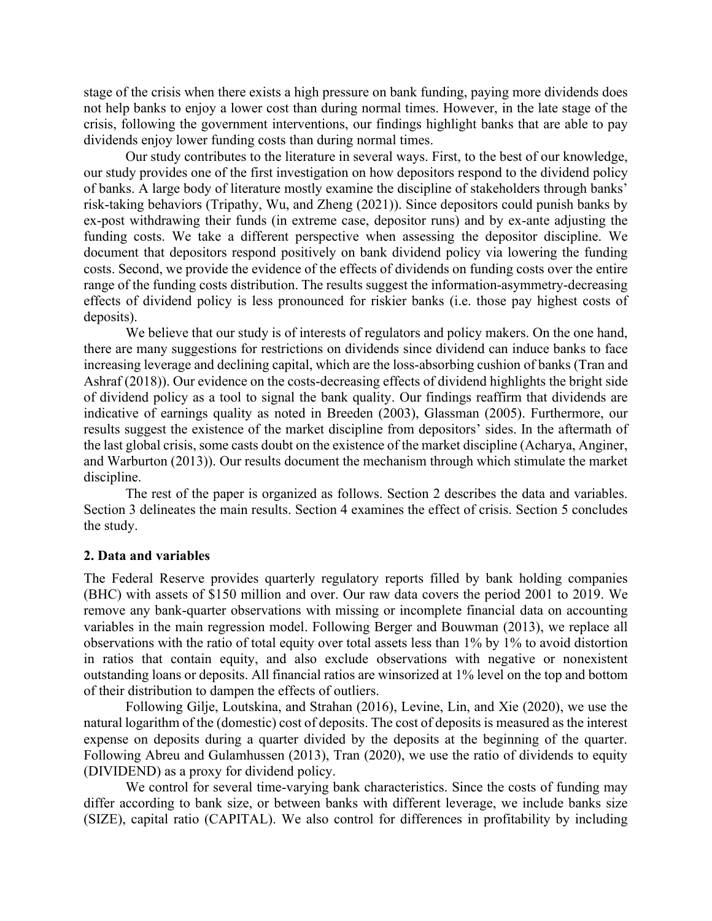stage of the crisis when there exists a high pressure on bank funding, paying more dividends does not help banks to enjoy a lower cost than during normal times. However, in the late stage of the crisis, following the government interventions, our findings highlight banks that are able to pay dividends enjoy lower funding costs than during normal times.

Our study contributes to the literature in several ways. First, to the best of our knowledge, our study provides one of the first investigation on how depositors respond to the dividend policy of banks. A large body of literature mostly examine the discipline of stakeholders through banks' risk-taking behaviors (Tripathy, Wu, and Zheng (2021)). Since depositors could punish banks by ex-post withdrawing their funds (in extreme case, depositor runs) and by ex-ante adjusting the funding costs. We take a different perspective when assessing the depositor discipline. We document that depositors respond positively on bank dividend policy via lowering the funding costs. Second, we provide the evidence of the effects of dividends on funding costs over the entire range of the funding costs distribution. The results suggest the information-asymmetry-decreasing effects of dividend policy is less pronounced for riskier banks (i.e. those pay highest costs of deposits).

We believe that our study is of interests of regulators and policy makers. On the one hand, there are many suggestions for restrictions on dividends since dividend can induce banks to face increasing leverage and declining capital, which are the loss-absorbing cushion of banks (Tran and Ashraf (2018)). Our evidence on the costs-decreasing effects of dividend highlights the bright side of dividend policy as a tool to signal the bank quality. Our findings reaffirm that dividends are indicative of earnings quality as noted in Breeden (2003), Glassman (2005). Furthermore, our results suggest the existence of the market discipline from depositors' sides. In the aftermath of the last global crisis, some casts doubt on the existence of the market discipline (Acharya, Anginer, and Warburton (2013)). Our results document the mechanism through which stimulate the market discipline.

The rest of the paper is organized as follows. Section 2 describes the data and variables. Section 3 delineates the main results. Section 4 examines the effect of crisis. Section 5 concludes the study.

## 2. Data and variables

The Federal Reserve provides quarterly regulatory reports filled by bank holding companies (BHC) with assets of \$150 million and over. Our raw data covers the period 2001 to 2019. We remove any bank-quarter observations with missing or incomplete financial data on accounting variables in the main regression model. Following Berger and Bouwman (2013), we replace all observations with the ratio of total equity over total assets less than 1% by 1% to avoid distortion in ratios that contain equity, and also exclude observations with negative or nonexistent outstanding loans or deposits. All financial ratios are winsorized at 1% level on the top and bottom of their distribution to dampen the effects of outliers.

Following Gilje, Loutskina, and Strahan (2016), Levine, Lin, and Xie (2020), we use the natural logarithm of the (domestic) cost of deposits. The cost of deposits is measured as the interest expense on deposits during a quarter divided by the deposits at the beginning of the quarter. Following Abreu and Gulamhussen (2013), Tran (2020), we use the ratio of dividends to equity (DIVIDEND) as a proxy for dividend policy.

We control for several time-varying bank characteristics. Since the costs of funding may differ according to bank size, or between banks with different leverage, we include banks size (SIZE), capital ratio (CAPITAL). We also control for differences in profitability by including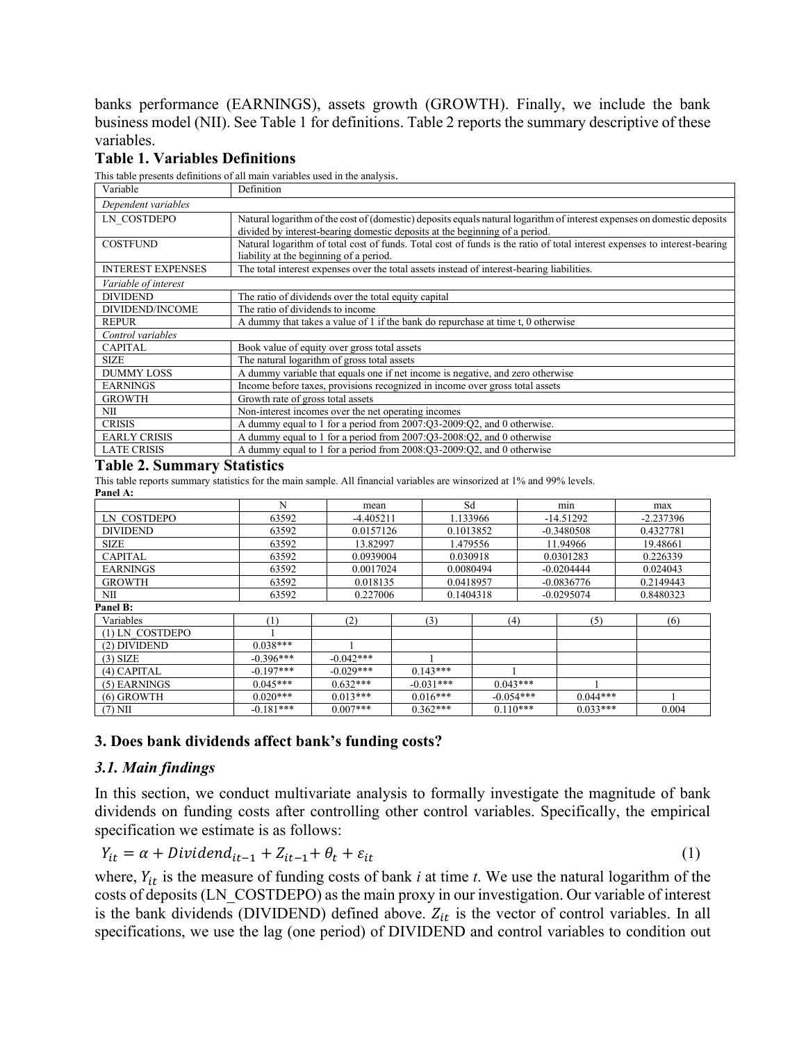banks performance (EARNINGS), assets growth (GROWTH). Finally, we include the bank business model (NII). See Table 1 for definitions. Table 2 reports the summary descriptive of these variables.

**Table 1. Variables Definitions**

This table presents definitions of all main variables used in the analysis.

| Variable | Definition |
|---|---|
| *Dependent variables* | |
| LN_COSTDEPO | Natural logarithm of the cost of (domestic) deposits equals natural logarithm of interest expenses on domestic deposits divided by interest-bearing domestic deposits at the beginning of a period. |
| COSTFUND | Natural logarithm of total cost of funds. Total cost of funds is the ratio of total interest expenses to interest-bearing liability at the beginning of a period. |
| INTEREST EXPENSES | The total interest expenses over the total assets instead of interest-bearing liabilities. |
| *Variable of interest* | |
| DIVIDEND | The ratio of dividends over the total equity capital |
| DIVIDEND/INCOME | The ratio of dividends to income |
| REPUR | A dummy that takes a value of 1 if the bank do repurchase at time t, 0 otherwise |
| *Control variables* | |
| CAPITAL | Book value of equity over gross total assets |
| SIZE | The natural logarithm of gross total assets |
| DUMMY LOSS | A dummy variable that equals one if net income is negative, and zero otherwise |
| EARNINGS | Income before taxes, provisions recognized in income over gross total assets |
| GROWTH | Growth rate of gross total assets |
| NII | Non-interest incomes over the net operating incomes |
| CRISIS | A dummy equal to 1 for a period from 2007:Q3-2009:Q2, and 0 otherwise. |
| EARLY CRISIS | A dummy equal to 1 for a period from 2007:Q3-2008:Q2, and 0 otherwise |
| LATE CRISIS | A dummy equal to 1 for a period from 2008:Q3-2009:Q2, and 0 otherwise |

**Table 2. Summary Statistics**

This table reports summary statistics for the main sample. All financial variables are winsorized at 1% and 99% levels.

**Panel A:**

| | N | mean | Sd | min | max |
|---|---|---|---|---|---|
| LN_COSTDEPO | 63592 | -4.405211 | 1.133966 | -14.51292 | -2.237396 |
| DIVIDEND | 63592 | 0.0157126 | 0.1013852 | -0.3480508 | 0.4327781 |
| SIZE | 63592 | 13.82997 | 1.479556 | 11.94966 | 19.48661 |
| CAPITAL | 63592 | 0.0939004 | 0.030918 | 0.0301283 | 0.226339 |
| EARNINGS | 63592 | 0.0017024 | 0.0080494 | -0.0204444 | 0.024043 |
| GROWTH | 63592 | 0.018135 | 0.0418957 | -0.0836776 | 0.2149443 |
| NII | 63592 | 0.227006 | 0.1404318 | -0.0295074 | 0.8480323 |

**Panel B:**

| Variables | (1) | (2) | (3) | (4) | (5) | (6) |
|---|---|---|---|---|---|---|
| (1) LN_COSTDEPO | 1 | | | | | |
| (2) DIVIDEND | 0.038*** | 1 | | | | |
| (3) SIZE | -0.396*** | -0.042*** | 1 | | | |
| (4) CAPITAL | -0.197*** | -0.029*** | 0.143*** | 1 | | |
| (5) EARNINGS | 0.045*** | 0.632*** | -0.031*** | 0.043*** | 1 | |
| (6) GROWTH | 0.020*** | 0.013*** | 0.016*** | -0.054*** | 0.044*** | 1 |
| (7) NII | -0.181*** | 0.007*** | 0.362*** | 0.110*** | 0.033*** | 0.004 |

## 3. Does bank dividends affect bank's funding costs?

### *3.1. Main findings*

In this section, we conduct multivariate analysis to formally investigate the magnitude of bank dividends on funding costs after controlling other control variables. Specifically, the empirical specification we estimate is as follows:

$$Y_{it} = \alpha + Dividend_{it-1} + Z_{it-1} + \theta_t + \varepsilon_{it} \tag{1}$$

where, $Y_{it}$ is the measure of funding costs of bank *i* at time *t*. We use the natural logarithm of the costs of deposits (LN_COSTDEPO) as the main proxy in our investigation. Our variable of interest is the bank dividends (DIVIDEND) defined above. $Z_{it}$ is the vector of control variables. In all specifications, we use the lag (one period) of DIVIDEND and control variables to condition out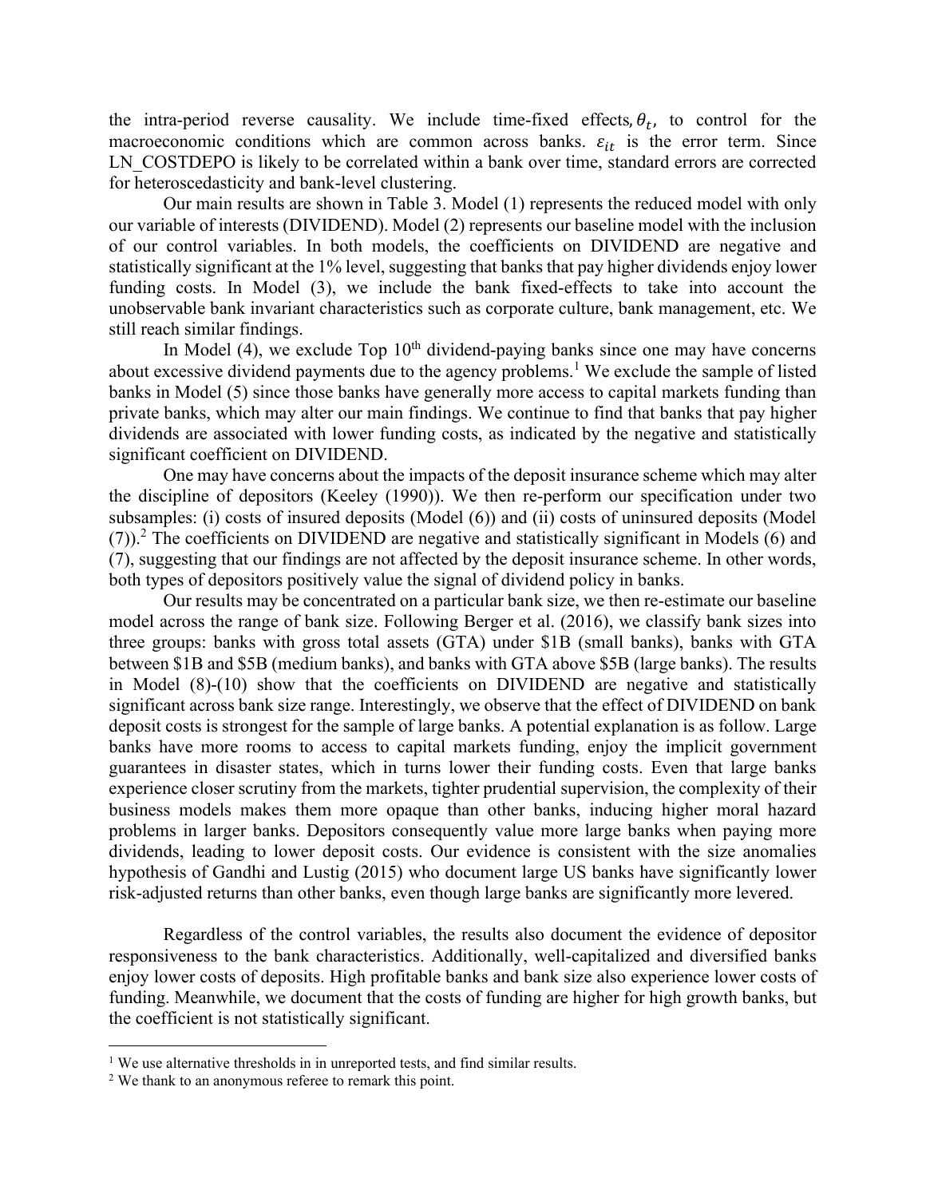the intra-period reverse causality. We include time-fixed effects, $\theta_t$, to control for the macroeconomic conditions which are common across banks. $\varepsilon_{it}$ is the error term. Since LN_COSTDEPO is likely to be correlated within a bank over time, standard errors are corrected for heteroscedasticity and bank-level clustering.

Our main results are shown in Table 3. Model (1) represents the reduced model with only our variable of interests (DIVIDEND). Model (2) represents our baseline model with the inclusion of our control variables. In both models, the coefficients on DIVIDEND are negative and statistically significant at the 1% level, suggesting that banks that pay higher dividends enjoy lower funding costs. In Model (3), we include the bank fixed-effects to take into account the unobservable bank invariant characteristics such as corporate culture, bank management, etc. We still reach similar findings.

In Model (4), we exclude Top 10$^{th}$ dividend-paying banks since one may have concerns about excessive dividend payments due to the agency problems.[1] We exclude the sample of listed banks in Model (5) since those banks have generally more access to capital markets funding than private banks, which may alter our main findings. We continue to find that banks that pay higher dividends are associated with lower funding costs, as indicated by the negative and statistically significant coefficient on DIVIDEND.

One may have concerns about the impacts of the deposit insurance scheme which may alter the discipline of depositors (Keeley (1990)). We then re-perform our specification under two subsamples: (i) costs of insured deposits (Model (6)) and (ii) costs of uninsured deposits (Model (7)).[2] The coefficients on DIVIDEND are negative and statistically significant in Models (6) and (7), suggesting that our findings are not affected by the deposit insurance scheme. In other words, both types of depositors positively value the signal of dividend policy in banks.

Our results may be concentrated on a particular bank size, we then re-estimate our baseline model across the range of bank size. Following Berger et al. (2016), we classify bank sizes into three groups: banks with gross total assets (GTA) under \$1B (small banks), banks with GTA between \$1B and \$5B (medium banks), and banks with GTA above \$5B (large banks). The results in Model (8)-(10) show that the coefficients on DIVIDEND are negative and statistically significant across bank size range. Interestingly, we observe that the effect of DIVIDEND on bank deposit costs is strongest for the sample of large banks. A potential explanation is as follow. Large banks have more rooms to access to capital markets funding, enjoy the implicit government guarantees in disaster states, which in turns lower their funding costs. Even that large banks experience closer scrutiny from the markets, tighter prudential supervision, the complexity of their business models makes them more opaque than other banks, inducing higher moral hazard problems in larger banks. Depositors consequently value more large banks when paying more dividends, leading to lower deposit costs. Our evidence is consistent with the size anomalies hypothesis of Gandhi and Lustig (2015) who document large US banks have significantly lower risk-adjusted returns than other banks, even though large banks are significantly more levered.

Regardless of the control variables, the results also document the evidence of depositor responsiveness to the bank characteristics. Additionally, well-capitalized and diversified banks enjoy lower costs of deposits. High profitable banks and bank size also experience lower costs of funding. Meanwhile, we document that the costs of funding are higher for high growth banks, but the coefficient is not statistically significant.

---

[1] We use alternative thresholds in in unreported tests, and find similar results.

[2] We thank to an anonymous referee to remark this point.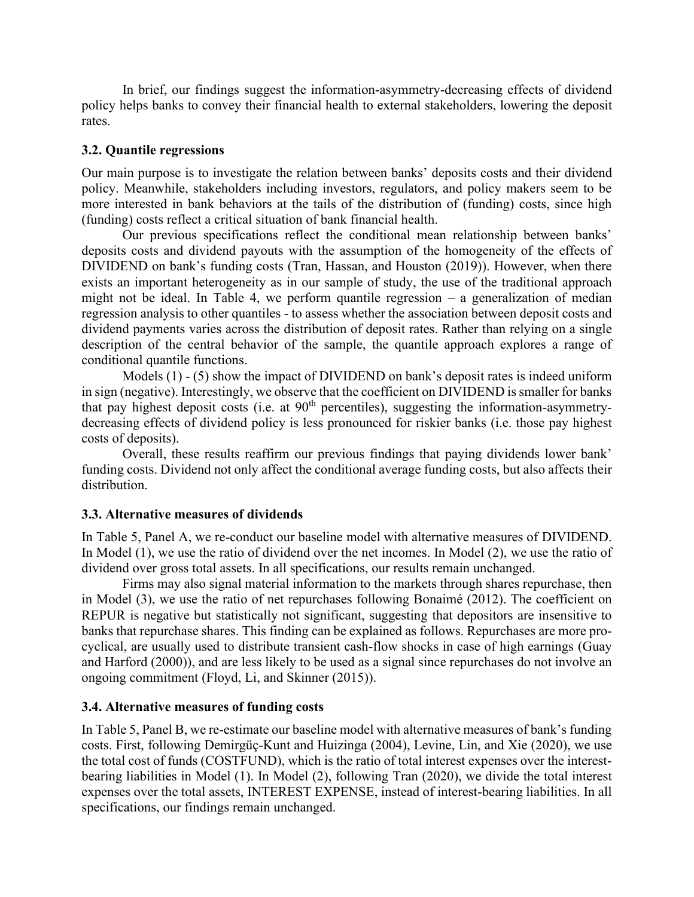In brief, our findings suggest the information-asymmetry-decreasing effects of dividend policy helps banks to convey their financial health to external stakeholders, lowering the deposit rates.

### 3.2. Quantile regressions

Our main purpose is to investigate the relation between banks' deposits costs and their dividend policy. Meanwhile, stakeholders including investors, regulators, and policy makers seem to be more interested in bank behaviors at the tails of the distribution of (funding) costs, since high (funding) costs reflect a critical situation of bank financial health.

Our previous specifications reflect the conditional mean relationship between banks' deposits costs and dividend payouts with the assumption of the homogeneity of the effects of DIVIDEND on bank's funding costs (Tran, Hassan, and Houston (2019)). However, when there exists an important heterogeneity as in our sample of study, the use of the traditional approach might not be ideal. In Table 4, we perform quantile regression – a generalization of median regression analysis to other quantiles - to assess whether the association between deposit costs and dividend payments varies across the distribution of deposit rates. Rather than relying on a single description of the central behavior of the sample, the quantile approach explores a range of conditional quantile functions.

Models (1) - (5) show the impact of DIVIDEND on bank's deposit rates is indeed uniform in sign (negative). Interestingly, we observe that the coefficient on DIVIDEND is smaller for banks that pay highest deposit costs (i.e. at $90^{th}$ percentiles), suggesting the information-asymmetry-decreasing effects of dividend policy is less pronounced for riskier banks (i.e. those pay highest costs of deposits).

Overall, these results reaffirm our previous findings that paying dividends lower bank' funding costs. Dividend not only affect the conditional average funding costs, but also affects their distribution.

### 3.3. Alternative measures of dividends

In Table 5, Panel A, we re-conduct our baseline model with alternative measures of DIVIDEND. In Model (1), we use the ratio of dividend over the net incomes. In Model (2), we use the ratio of dividend over gross total assets. In all specifications, our results remain unchanged.

Firms may also signal material information to the markets through shares repurchase, then in Model (3), we use the ratio of net repurchases following Bonaimé (2012). The coefficient on REPUR is negative but statistically not significant, suggesting that depositors are insensitive to banks that repurchase shares. This finding can be explained as follows. Repurchases are more pro-cyclical, are usually used to distribute transient cash-flow shocks in case of high earnings (Guay and Harford (2000)), and are less likely to be used as a signal since repurchases do not involve an ongoing commitment (Floyd, Li, and Skinner (2015)).

### 3.4. Alternative measures of funding costs

In Table 5, Panel B, we re-estimate our baseline model with alternative measures of bank's funding costs. First, following Demirgüç-Kunt and Huizinga (2004), Levine, Lin, and Xie (2020), we use the total cost of funds (COSTFUND), which is the ratio of total interest expenses over the interest-bearing liabilities in Model (1). In Model (2), following Tran (2020), we divide the total interest expenses over the total assets, INTEREST EXPENSE, instead of interest-bearing liabilities. In all specifications, our findings remain unchanged.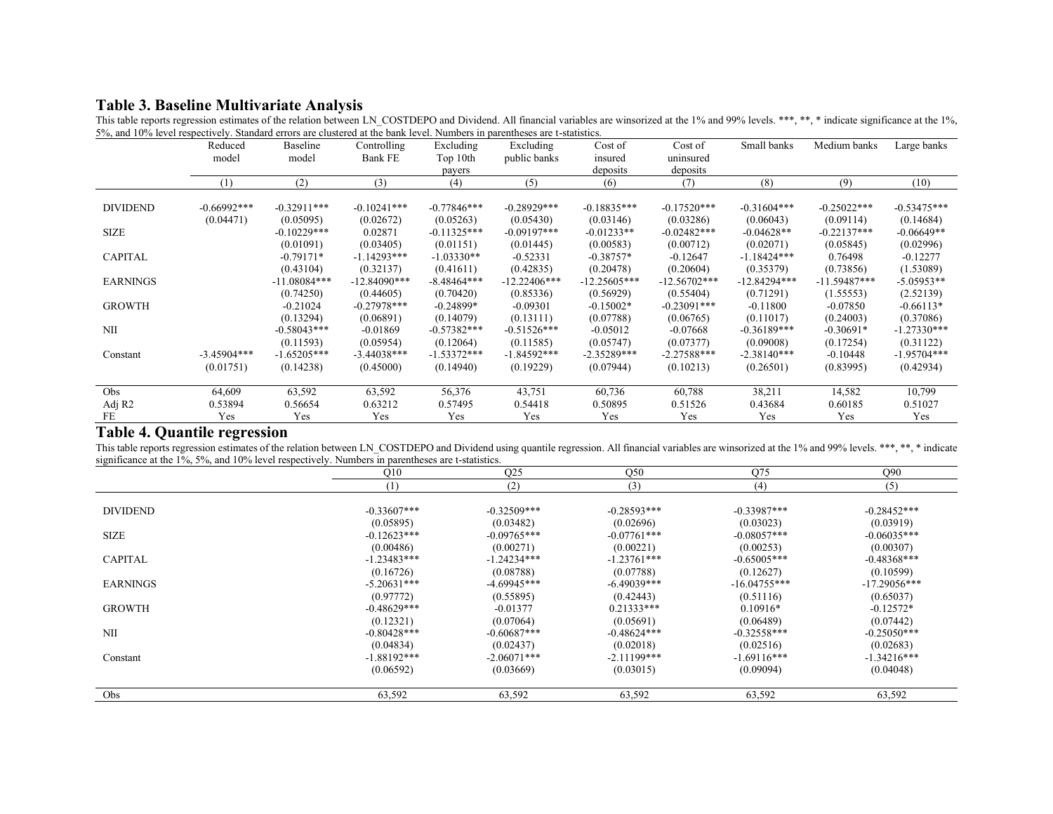## Table 3. Baseline Multivariate Analysis

This table reports regression estimates of the relation between LN_COSTDEPO and Dividend. All financial variables are winsorized at the 1% and 99% levels. ***, **, * indicate significance at the 1%, 5%, and 10% level respectively. Standard errors are clustered at the bank level. Numbers in parentheses are t-statistics.

| | Reduced model | Baseline model | Controlling Bank FE | Excluding Top 10th payers | Excluding public banks | Cost of insured deposits | Cost of uninsured deposits | Small banks | Medium banks | Large banks |
|---|---|---|---|---|---|---|---|---|---|---|
| | (1) | (2) | (3) | (4) | (5) | (6) | (7) | (8) | (9) | (10) |
| DIVIDEND | -0.66992*** | -0.32911*** | -0.10241*** | -0.77846*** | -0.28929*** | -0.18835*** | -0.17520*** | -0.31604*** | -0.25022*** | -0.53475*** |
| | (0.04471) | (0.05095) | (0.02672) | (0.05263) | (0.05430) | (0.03146) | (0.03286) | (0.06043) | (0.09114) | (0.14684) |
| SIZE | | -0.10229*** | 0.02871 | -0.11325*** | -0.09197*** | -0.01233** | -0.02482*** | -0.04628** | -0.22137*** | -0.06649** |
| | | (0.01091) | (0.03405) | (0.01151) | (0.01445) | (0.00583) | (0.00712) | (0.02071) | (0.05845) | (0.02996) |
| CAPITAL | | -0.79171* | -1.14293*** | -1.03330** | -0.52331 | -0.38757* | -0.12647 | -1.18424*** | 0.76498 | -0.12277 |
| | | (0.43104) | (0.32137) | (0.41611) | (0.42835) | (0.20478) | (0.20604) | (0.35379) | (0.73856) | (1.53089) |
| EARNINGS | | -11.08084*** | -12.84090*** | -8.48464*** | -12.22406*** | -12.25605*** | -12.56702*** | -12.84294*** | -11.59487*** | -5.05953** |
| | | (0.74250) | (0.44605) | (0.70420) | (0.85336) | (0.56929) | (0.55404) | (0.71291) | (1.55553) | (2.52139) |
| GROWTH | | -0.21024 | -0.27978*** | -0.24899* | -0.09301 | -0.15002* | -0.23091*** | -0.11800 | -0.07850 | -0.66113* |
| | | (0.13294) | (0.06891) | (0.14079) | (0.13111) | (0.07788) | (0.06765) | (0.11017) | (0.24003) | (0.37086) |
| NII | | -0.58043*** | -0.01869 | -0.57382*** | -0.51526*** | -0.05012 | -0.07668 | -0.36189*** | -0.30691* | -1.27330*** |
| | | (0.11593) | (0.05954) | (0.12064) | (0.11585) | (0.05747) | (0.07377) | (0.09008) | (0.17254) | (0.31122) |
| Constant | -3.45904*** | -1.65205*** | -3.44038*** | -1.53372*** | -1.84592*** | -2.35289*** | -2.27588*** | -2.38140*** | -0.10448 | -1.95704*** |
| | (0.01751) | (0.14238) | (0.45000) | (0.14940) | (0.19229) | (0.07944) | (0.10213) | (0.26501) | (0.83995) | (0.42934) |
| Obs | 64,609 | 63,592 | 63,592 | 56,376 | 43,751 | 60,736 | 60,788 | 38,211 | 14,582 | 10,799 |
| Adj R2 | 0.53894 | 0.56654 | 0.63212 | 0.57495 | 0.54418 | 0.50895 | 0.51526 | 0.43684 | 0.60185 | 0.51027 |
| FE | Yes | Yes | Yes | Yes | Yes | Yes | Yes | Yes | Yes | Yes |

## Table 4. Quantile regression

This table reports regression estimates of the relation between LN_COSTDEPO and Dividend using quantile regression. All financial variables are winsorized at the 1% and 99% levels. ***, **, * indicate significance at the 1%, 5%, and 10% level respectively. Numbers in parentheses are t-statistics.

| | Q10 | Q25 | Q50 | Q75 | Q90 |
|---|---|---|---|---|---|
| | (1) | (2) | (3) | (4) | (5) |
| DIVIDEND | -0.33607*** | -0.32509*** | -0.28593*** | -0.33987*** | -0.28452*** |
| | (0.05895) | (0.03482) | (0.02696) | (0.03023) | (0.03919) |
| SIZE | -0.12623*** | -0.09765*** | -0.07761*** | -0.08057*** | -0.06035*** |
| | (0.00486) | (0.00271) | (0.00221) | (0.00253) | (0.00307) |
| CAPITAL | -1.23483*** | -1.24234*** | -1.23761*** | -0.65005*** | -0.48368*** |
| | (0.16726) | (0.08788) | (0.07788) | (0.12627) | (0.10599) |
| EARNINGS | -5.20631*** | -4.69945*** | -6.49039*** | -16.04755*** | -17.29056*** |
| | (0.97772) | (0.55895) | (0.42443) | (0.51116) | (0.65037) |
| GROWTH | -0.48629*** | -0.01377 | 0.21333*** | 0.10916* | -0.12572* |
| | (0.12321) | (0.07064) | (0.05691) | (0.06489) | (0.07442) |
| NII | -0.80428*** | -0.60687*** | -0.48624*** | -0.32558*** | -0.25050*** |
| | (0.04834) | (0.02437) | (0.02018) | (0.02516) | (0.02683) |
| Constant | -1.88192*** | -2.06071*** | -2.11199*** | -1.69116*** | -1.34216*** |
| | (0.06592) | (0.03669) | (0.03015) | (0.09094) | (0.04048) |
| Obs | 63,592 | 63,592 | 63,592 | 63,592 | 63,592 |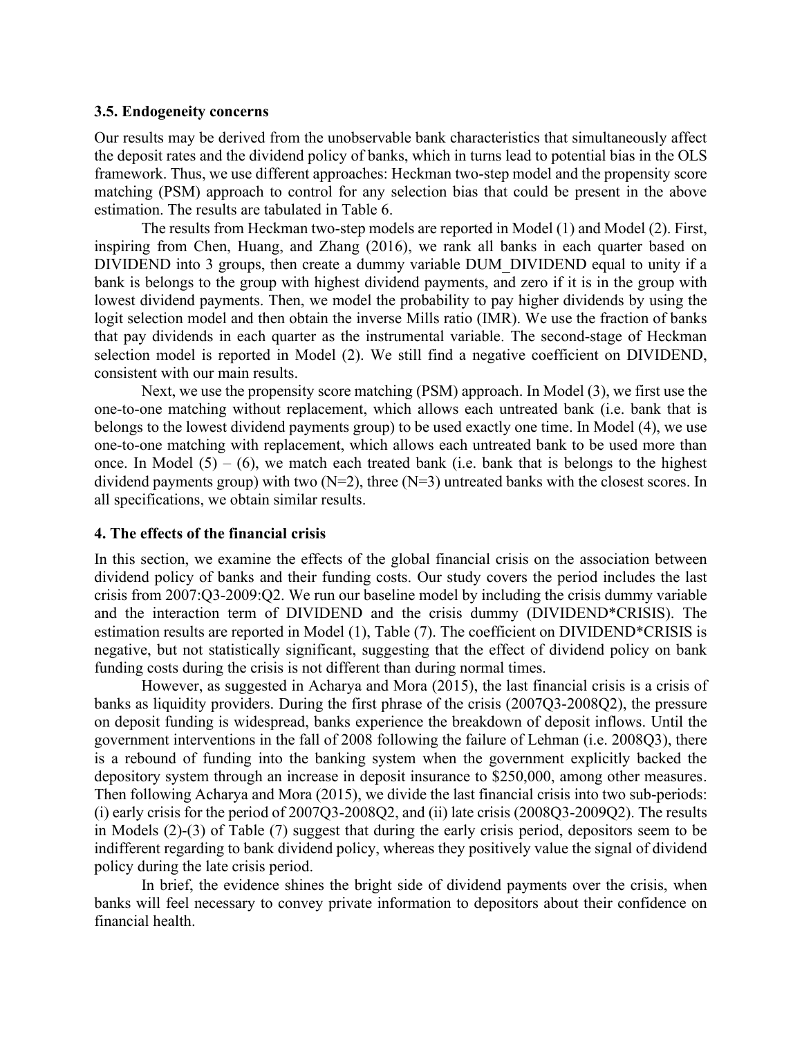### 3.5. Endogeneity concerns

Our results may be derived from the unobservable bank characteristics that simultaneously affect the deposit rates and the dividend policy of banks, which in turns lead to potential bias in the OLS framework. Thus, we use different approaches: Heckman two-step model and the propensity score matching (PSM) approach to control for any selection bias that could be present in the above estimation. The results are tabulated in Table 6.

The results from Heckman two-step models are reported in Model (1) and Model (2). First, inspiring from Chen, Huang, and Zhang (2016), we rank all banks in each quarter based on DIVIDEND into 3 groups, then create a dummy variable DUM_DIVIDEND equal to unity if a bank is belongs to the group with highest dividend payments, and zero if it is in the group with lowest dividend payments. Then, we model the probability to pay higher dividends by using the logit selection model and then obtain the inverse Mills ratio (IMR). We use the fraction of banks that pay dividends in each quarter as the instrumental variable. The second-stage of Heckman selection model is reported in Model (2). We still find a negative coefficient on DIVIDEND, consistent with our main results.

Next, we use the propensity score matching (PSM) approach. In Model (3), we first use the one-to-one matching without replacement, which allows each untreated bank (i.e. bank that is belongs to the lowest dividend payments group) to be used exactly one time. In Model (4), we use one-to-one matching with replacement, which allows each untreated bank to be used more than once. In Model (5) – (6), we match each treated bank (i.e. bank that is belongs to the highest dividend payments group) with two (N=2), three (N=3) untreated banks with the closest scores. In all specifications, we obtain similar results.

## 4. The effects of the financial crisis

In this section, we examine the effects of the global financial crisis on the association between dividend policy of banks and their funding costs. Our study covers the period includes the last crisis from 2007:Q3-2009:Q2. We run our baseline model by including the crisis dummy variable and the interaction term of DIVIDEND and the crisis dummy (DIVIDEND*CRISIS). The estimation results are reported in Model (1), Table (7). The coefficient on DIVIDEND*CRISIS is negative, but not statistically significant, suggesting that the effect of dividend policy on bank funding costs during the crisis is not different than during normal times.

However, as suggested in Acharya and Mora (2015), the last financial crisis is a crisis of banks as liquidity providers. During the first phrase of the crisis (2007Q3-2008Q2), the pressure on deposit funding is widespread, banks experience the breakdown of deposit inflows. Until the government interventions in the fall of 2008 following the failure of Lehman (i.e. 2008Q3), there is a rebound of funding into the banking system when the government explicitly backed the depository system through an increase in deposit insurance to $250,000, among other measures. Then following Acharya and Mora (2015), we divide the last financial crisis into two sub-periods: (i) early crisis for the period of 2007Q3-2008Q2, and (ii) late crisis (2008Q3-2009Q2). The results in Models (2)-(3) of Table (7) suggest that during the early crisis period, depositors seem to be indifferent regarding to bank dividend policy, whereas they positively value the signal of dividend policy during the late crisis period.

In brief, the evidence shines the bright side of dividend payments over the crisis, when banks will feel necessary to convey private information to depositors about their confidence on financial health.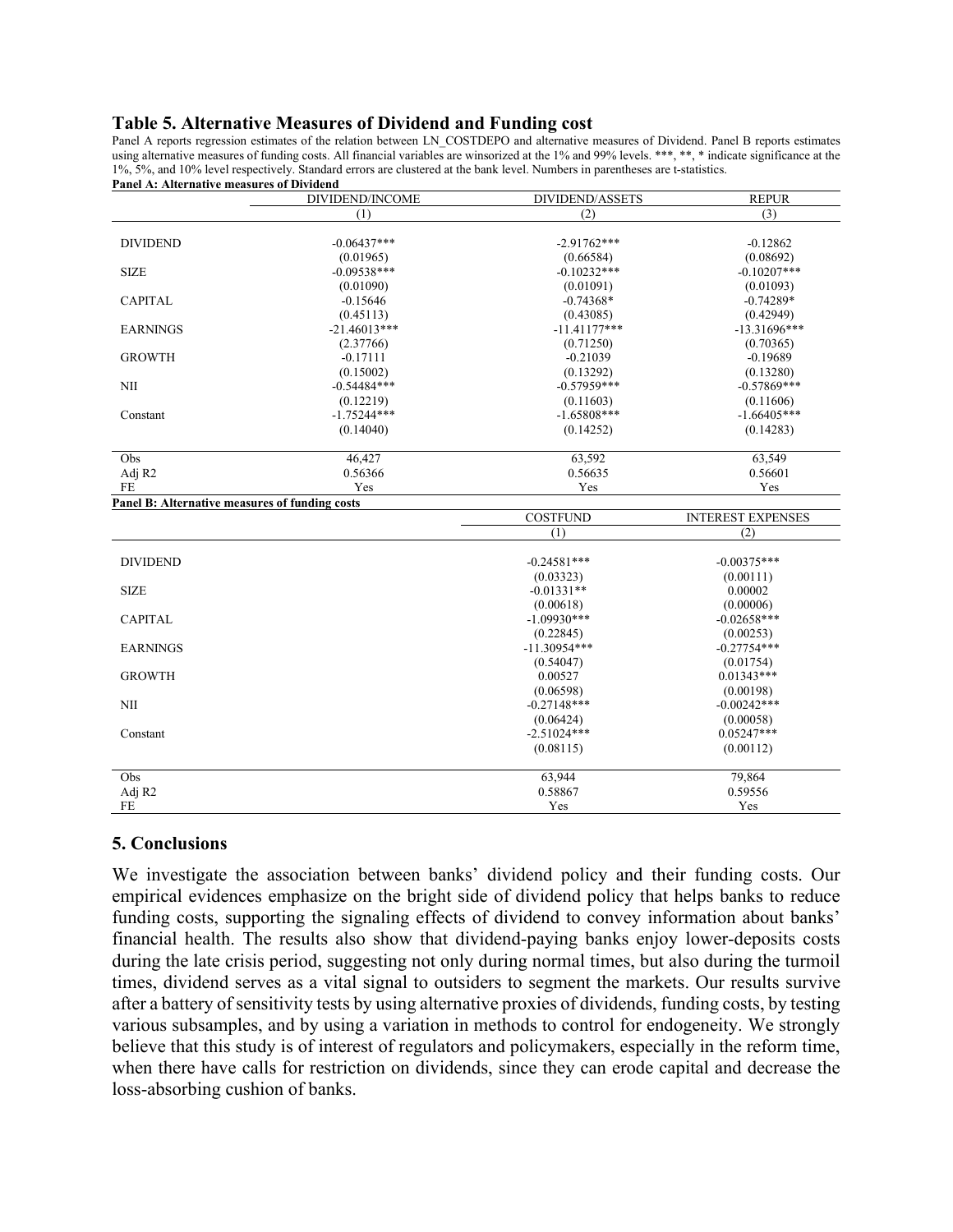### Table 5. Alternative Measures of Dividend and Funding cost

Panel A reports regression estimates of the relation between LN_COSTDEPO and alternative measures of Dividend. Panel B reports estimates using alternative measures of funding costs. All financial variables are winsorized at the 1% and 99% levels. ***, **, * indicate significance at the 1%, 5%, and 10% level respectively. Standard errors are clustered at the bank level. Numbers in parentheses are t-statistics.

**Panel A: Alternative measures of Dividend**

| | DIVIDEND/INCOME | DIVIDEND/ASSETS | REPUR |
|---|---|---|---|
| | (1) | (2) | (3) |
| DIVIDEND | -0.06437*** | -2.91762*** | -0.12862 |
| | (0.01965) | (0.66584) | (0.08692) |
| SIZE | -0.09538*** | -0.10232*** | -0.10207*** |
| | (0.01090) | (0.01091) | (0.01093) |
| CAPITAL | -0.15646 | -0.74368* | -0.74289* |
| | (0.45113) | (0.43085) | (0.42949) |
| EARNINGS | -21.46013*** | -11.41177*** | -13.31696*** |
| | (2.37766) | (0.71250) | (0.70365) |
| GROWTH | -0.17111 | -0.21039 | -0.19689 |
| | (0.15002) | (0.13292) | (0.13280) |
| NII | -0.54484*** | -0.57959*** | -0.57869*** |
| | (0.12219) | (0.11603) | (0.11606) |
| Constant | -1.75244*** | -1.65808*** | -1.66405*** |
| | (0.14040) | (0.14252) | (0.14283) |
| Obs | 46,427 | 63,592 | 63,549 |
| Adj R2 | 0.56366 | 0.56635 | 0.56601 |
| FE | Yes | Yes | Yes |

**Panel B: Alternative measures of funding costs**

| | COSTFUND | INTEREST EXPENSES |
|---|---|---|
| | (1) | (2) |
| DIVIDEND | -0.24581*** | -0.00375*** |
| | (0.03323) | (0.00111) |
| SIZE | -0.01331** | 0.00002 |
| | (0.00618) | (0.00006) |
| CAPITAL | -1.09930*** | -0.02658*** |
| | (0.22845) | (0.00253) |
| EARNINGS | -11.30954*** | -0.27754*** |
| | (0.54047) | (0.01754) |
| GROWTH | 0.00527 | 0.01343*** |
| | (0.06598) | (0.00198) |
| NII | -0.27148*** | -0.00242*** |
| | (0.06424) | (0.00058) |
| Constant | -2.51024*** | 0.05247*** |
| | (0.08115) | (0.00112) |
| Obs | 63,944 | 79,864 |
| Adj R2 | 0.58867 | 0.59556 |
| FE | Yes | Yes |

## 5. Conclusions

We investigate the association between banks' dividend policy and their funding costs. Our empirical evidences emphasize on the bright side of dividend policy that helps banks to reduce funding costs, supporting the signaling effects of dividend to convey information about banks' financial health. The results also show that dividend-paying banks enjoy lower-deposits costs during the late crisis period, suggesting not only during normal times, but also during the turmoil times, dividend serves as a vital signal to outsiders to segment the markets. Our results survive after a battery of sensitivity tests by using alternative proxies of dividends, funding costs, by testing various subsamples, and by using a variation in methods to control for endogeneity. We strongly believe that this study is of interest of regulators and policymakers, especially in the reform time, when there have calls for restriction on dividends, since they can erode capital and decrease the loss-absorbing cushion of banks.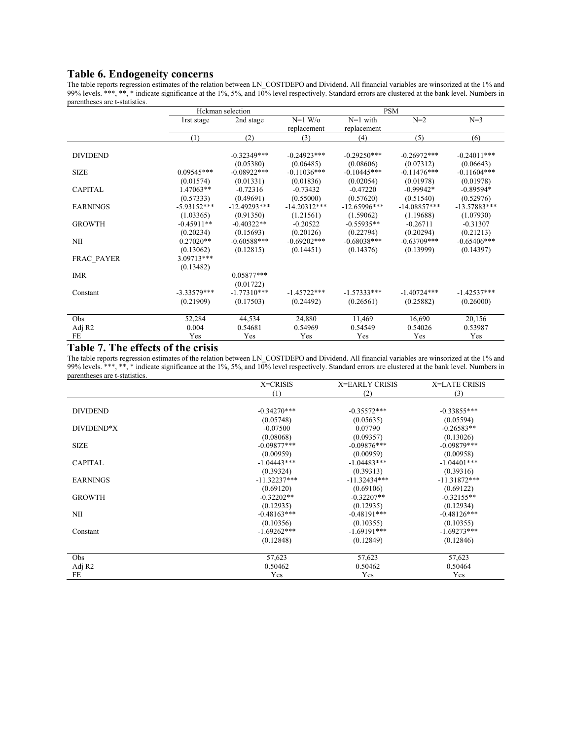## Table 6. Endogeneity concerns

The table reports regression estimates of the relation between LN_COSTDEPO and Dividend. All financial variables are winsorized at the 1% and 99% levels. ***, **, * indicate significance at the 1%, 5%, and 10% level respectively. Standard errors are clustered at the bank level. Numbers in parentheses are t-statistics.

| | Hckman selection | | PSM | | | |
|---|---|---|---|---|---|---|
| | 1rst stage | 2nd stage | N=1 W/o replacement | N=1 with replacement | N=2 | N=3 |
| | (1) | (2) | (3) | (4) | (5) | (6) |
| DIVIDEND | | -0.32349*** | -0.24923*** | -0.29250*** | -0.26972*** | -0.24011*** |
| | | (0.05380) | (0.06485) | (0.08606) | (0.07312) | (0.06643) |
| SIZE | 0.09545*** | -0.08922*** | -0.11036*** | -0.10445*** | -0.11476*** | -0.11604*** |
| | (0.01574) | (0.01331) | (0.01836) | (0.02054) | (0.01978) | (0.01978) |
| CAPITAL | 1.47063** | -0.72316 | -0.73432 | -0.47220 | -0.99942* | -0.89594* |
| | (0.57333) | (0.49691) | (0.55000) | (0.57620) | (0.51540) | (0.52976) |
| EARNINGS | -5.93152*** | -12.49293*** | -14.20312*** | -12.65996*** | -14.08857*** | -13.57883*** |
| | (1.03365) | (0.91350) | (1.21561) | (1.59062) | (1.19688) | (1.07930) |
| GROWTH | -0.45911** | -0.40322** | -0.20522 | -0.55935** | -0.26711 | -0.31307 |
| | (0.20234) | (0.15693) | (0.20126) | (0.22794) | (0.20294) | (0.21213) |
| NII | 0.27020** | -0.60588*** | -0.69202*** | -0.68038*** | -0.63709*** | -0.65406*** |
| | (0.13062) | (0.12815) | (0.14451) | (0.14376) | (0.13999) | (0.14397) |
| FRAC_PAYER | 3.09713*** | | | | | |
| | (0.13482) | | | | | |
| IMR | | 0.05877*** | | | | |
| | | (0.01722) | | | | |
| Constant | -3.33579*** | -1.77310*** | -1.45722*** | -1.57333*** | -1.40724*** | -1.42537*** |
| | (0.21909) | (0.17503) | (0.24492) | (0.26561) | (0.25882) | (0.26000) |
| Obs | 52,284 | 44,534 | 24,880 | 11,469 | 16,690 | 20,156 |
| Adj R2 | 0.004 | 0.54681 | 0.54969 | 0.54549 | 0.54026 | 0.53987 |
| FE | Yes | Yes | Yes | Yes | Yes | Yes |

## Table 7. The effects of the crisis

The table reports regression estimates of the relation between LN_COSTDEPO and Dividend. All financial variables are winsorized at the 1% and 99% levels. ***, **, * indicate significance at the 1%, 5%, and 10% level respectively. Standard errors are clustered at the bank level. Numbers in parentheses are t-statistics.

| | X=CRISIS | X=EARLY CRISIS | X=LATE CRISIS |
|---|---|---|---|
| | (1) | (2) | (3) |
| DIVIDEND | -0.34270*** | -0.35572*** | -0.33855*** |
| | (0.05748) | (0.05635) | (0.05594) |
| DIVIDEND*X | -0.07500 | 0.07790 | -0.26583** |
| | (0.08068) | (0.09357) | (0.13026) |
| SIZE | -0.09877*** | -0.09876*** | -0.09879*** |
| | (0.00959) | (0.00959) | (0.00958) |
| CAPITAL | -1.04443*** | -1.04483*** | -1.04401*** |
| | (0.39324) | (0.39313) | (0.39316) |
| EARNINGS | -11.32237*** | -11.32434*** | -11.31872*** |
| | (0.69120) | (0.69106) | (0.69122) |
| GROWTH | -0.32202** | -0.32207** | -0.32155** |
| | (0.12935) | (0.12935) | (0.12934) |
| NII | -0.48163*** | -0.48191*** | -0.48126*** |
| | (0.10356) | (0.10355) | (0.10355) |
| Constant | -1.69262*** | -1.69191*** | -1.69273*** |
| | (0.12848) | (0.12849) | (0.12846) |
| Obs | 57,623 | 57,623 | 57,623 |
| Adj R2 | 0.50462 | 0.50462 | 0.50464 |
| FE | Yes | Yes | Yes |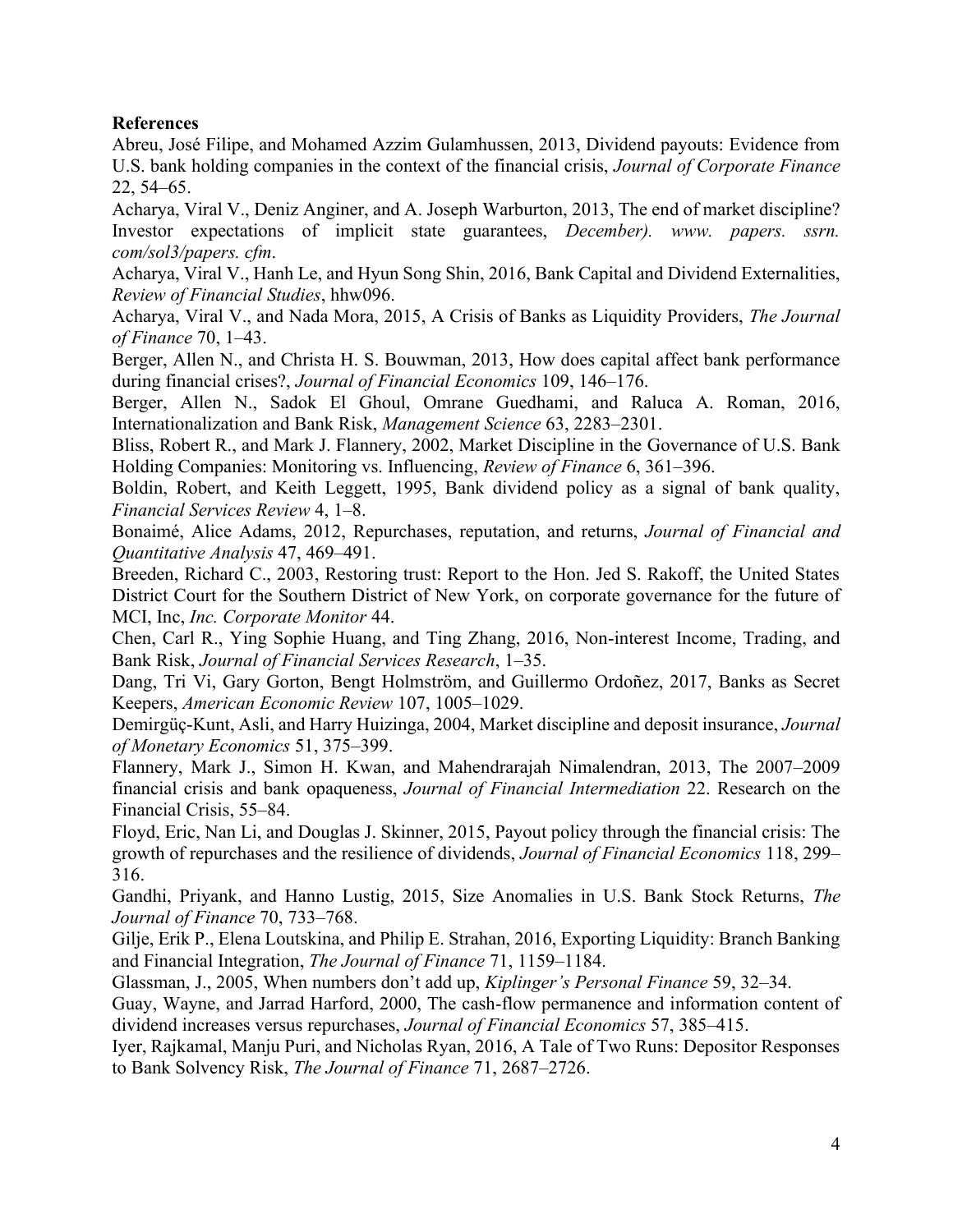**References**

Abreu, José Filipe, and Mohamed Azzim Gulamhussen, 2013, Dividend payouts: Evidence from U.S. bank holding companies in the context of the financial crisis, *Journal of Corporate Finance* 22, 54–65.

Acharya, Viral V., Deniz Anginer, and A. Joseph Warburton, 2013, The end of market discipline? Investor expectations of implicit state guarantees, *December). www. papers. ssrn. com/sol3/papers. cfm*.

Acharya, Viral V., Hanh Le, and Hyun Song Shin, 2016, Bank Capital and Dividend Externalities, *Review of Financial Studies*, hhw096.

Acharya, Viral V., and Nada Mora, 2015, A Crisis of Banks as Liquidity Providers, *The Journal of Finance* 70, 1–43.

Berger, Allen N., and Christa H. S. Bouwman, 2013, How does capital affect bank performance during financial crises?, *Journal of Financial Economics* 109, 146–176.

Berger, Allen N., Sadok El Ghoul, Omrane Guedhami, and Raluca A. Roman, 2016, Internationalization and Bank Risk, *Management Science* 63, 2283–2301.

Bliss, Robert R., and Mark J. Flannery, 2002, Market Discipline in the Governance of U.S. Bank Holding Companies: Monitoring vs. Influencing, *Review of Finance* 6, 361–396.

Boldin, Robert, and Keith Leggett, 1995, Bank dividend policy as a signal of bank quality, *Financial Services Review* 4, 1–8.

Bonaimé, Alice Adams, 2012, Repurchases, reputation, and returns, *Journal of Financial and Quantitative Analysis* 47, 469–491.

Breeden, Richard C., 2003, Restoring trust: Report to the Hon. Jed S. Rakoff, the United States District Court for the Southern District of New York, on corporate governance for the future of MCI, Inc, *Inc. Corporate Monitor* 44.

Chen, Carl R., Ying Sophie Huang, and Ting Zhang, 2016, Non-interest Income, Trading, and Bank Risk, *Journal of Financial Services Research*, 1–35.

Dang, Tri Vi, Gary Gorton, Bengt Holmström, and Guillermo Ordoñez, 2017, Banks as Secret Keepers, *American Economic Review* 107, 1005–1029.

Demirgüç-Kunt, Asli, and Harry Huizinga, 2004, Market discipline and deposit insurance, *Journal of Monetary Economics* 51, 375–399.

Flannery, Mark J., Simon H. Kwan, and Mahendrarajah Nimalendran, 2013, The 2007–2009 financial crisis and bank opaqueness, *Journal of Financial Intermediation* 22. Research on the Financial Crisis, 55–84.

Floyd, Eric, Nan Li, and Douglas J. Skinner, 2015, Payout policy through the financial crisis: The growth of repurchases and the resilience of dividends, *Journal of Financial Economics* 118, 299–316.

Gandhi, Priyank, and Hanno Lustig, 2015, Size Anomalies in U.S. Bank Stock Returns, *The Journal of Finance* 70, 733–768.

Gilje, Erik P., Elena Loutskina, and Philip E. Strahan, 2016, Exporting Liquidity: Branch Banking and Financial Integration, *The Journal of Finance* 71, 1159–1184.

Glassman, J., 2005, When numbers don't add up, *Kiplinger's Personal Finance* 59, 32–34.

Guay, Wayne, and Jarrad Harford, 2000, The cash-flow permanence and information content of dividend increases versus repurchases, *Journal of Financial Economics* 57, 385–415.

Iyer, Rajkamal, Manju Puri, and Nicholas Ryan, 2016, A Tale of Two Runs: Depositor Responses to Bank Solvency Risk, *The Journal of Finance* 71, 2687–2726.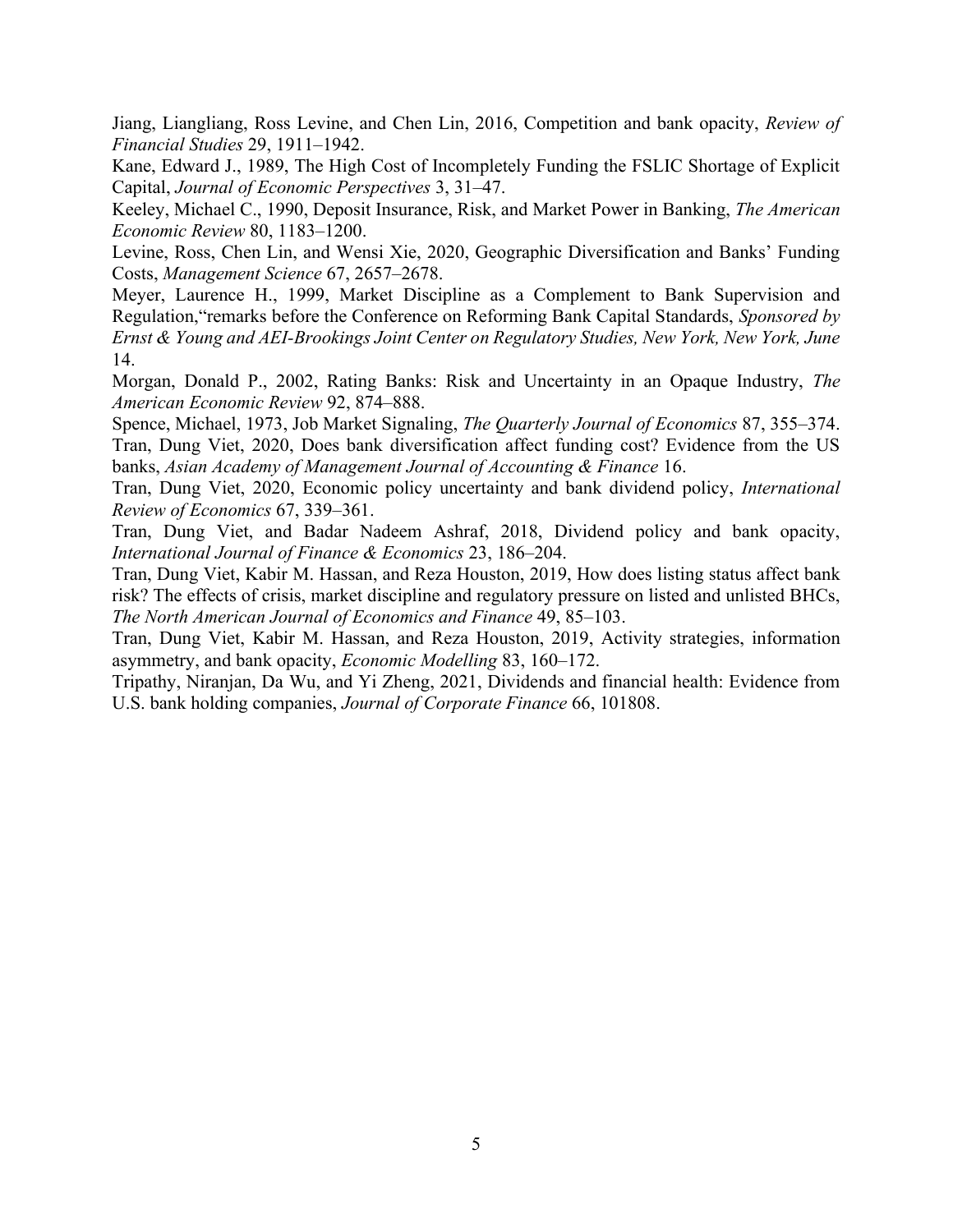Jiang, Liangliang, Ross Levine, and Chen Lin, 2016, Competition and bank opacity, *Review of Financial Studies* 29, 1911–1942.

Kane, Edward J., 1989, The High Cost of Incompletely Funding the FSLIC Shortage of Explicit Capital, *Journal of Economic Perspectives* 3, 31–47.

Keeley, Michael C., 1990, Deposit Insurance, Risk, and Market Power in Banking, *The American Economic Review* 80, 1183–1200.

Levine, Ross, Chen Lin, and Wensi Xie, 2020, Geographic Diversification and Banks' Funding Costs, *Management Science* 67, 2657–2678.

Meyer, Laurence H., 1999, Market Discipline as a Complement to Bank Supervision and Regulation,"remarks before the Conference on Reforming Bank Capital Standards, *Sponsored by Ernst & Young and AEI-Brookings Joint Center on Regulatory Studies, New York, New York, June* 14.

Morgan, Donald P., 2002, Rating Banks: Risk and Uncertainty in an Opaque Industry, *The American Economic Review* 92, 874–888.

Spence, Michael, 1973, Job Market Signaling, *The Quarterly Journal of Economics* 87, 355–374.

Tran, Dung Viet, 2020, Does bank diversification affect funding cost? Evidence from the US banks, *Asian Academy of Management Journal of Accounting & Finance* 16.

Tran, Dung Viet, 2020, Economic policy uncertainty and bank dividend policy, *International Review of Economics* 67, 339–361.

Tran, Dung Viet, and Badar Nadeem Ashraf, 2018, Dividend policy and bank opacity, *International Journal of Finance & Economics* 23, 186–204.

Tran, Dung Viet, Kabir M. Hassan, and Reza Houston, 2019, How does listing status affect bank risk? The effects of crisis, market discipline and regulatory pressure on listed and unlisted BHCs, *The North American Journal of Economics and Finance* 49, 85–103.

Tran, Dung Viet, Kabir M. Hassan, and Reza Houston, 2019, Activity strategies, information asymmetry, and bank opacity, *Economic Modelling* 83, 160–172.

Tripathy, Niranjan, Da Wu, and Yi Zheng, 2021, Dividends and financial health: Evidence from U.S. bank holding companies, *Journal of Corporate Finance* 66, 101808.